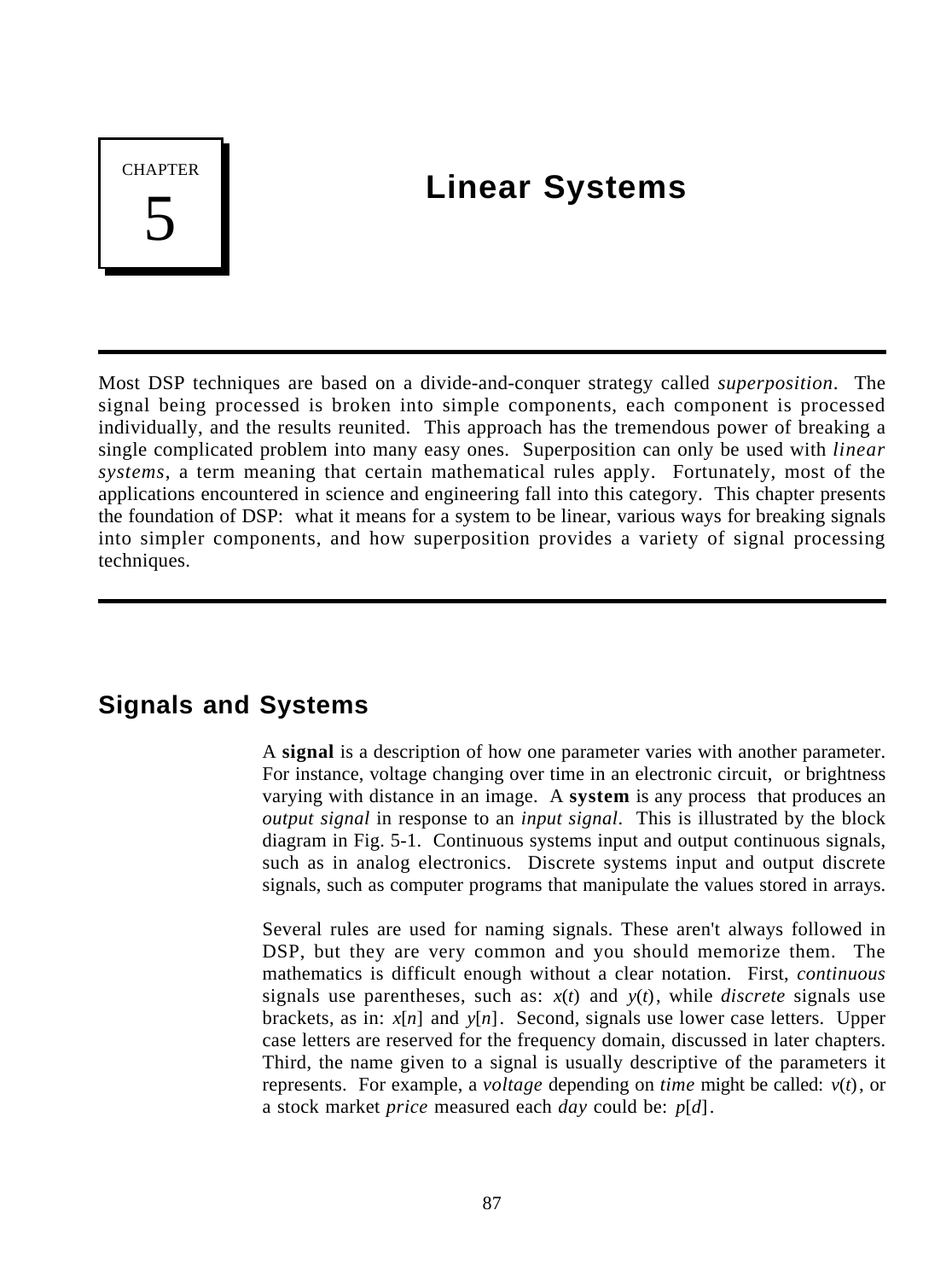CHAPTER 5

# Linear Systems

Most DSP techniques are based on a divide-and-conquer strategy called *superposition*. The signal being processed is broken into simple components, each component is processed individually, and the results reunited. This approach has the tremendous power of breaking a single complicated problem into many easy ones. Superposition can only be used with *linear systems*, a term meaning that certain mathematical rules apply. Fortunately, most of the applications encountered in science and engineering fall into this category. This chapter presents the foundation of DSP: what it means for a system to be linear, various ways for breaking signals into simpler components, and how superposition provides a variety of signal processing techniques.

## Signals and Systems

A **signal** is a description of how one parameter varies with another parameter. For instance, voltage changing over time in an electronic circuit, or brightness varying with distance in an image. A **system** is any process that produces an *output signal* in response to an *input signal*. This is illustrated by the block diagram in Fig. 5-1. Continuous systems input and output continuous signals, such as in analog electronics. Discrete systems input and output discrete signals, such as computer programs that manipulate the values stored in arrays.

Several rules are used for naming signals. These aren't always followed in DSP, but they are very common and you should memorize them. The mathematics is difficult enough without a clear notation. First, *continuous* signals use parentheses, such as: $x(t)$ and $y(t)$, while *discrete* signals use brackets, as in: $x[n]$ and $y[n]$. Second, signals use lower case letters. Upper case letters are reserved for the frequency domain, discussed in later chapters. Third, the name given to a signal is usually descriptive of the parameters it represents. For example, a *voltage* depending on *time* might be called: $v(t)$, or a stock market *price* measured each *day* could be: $p[d]$.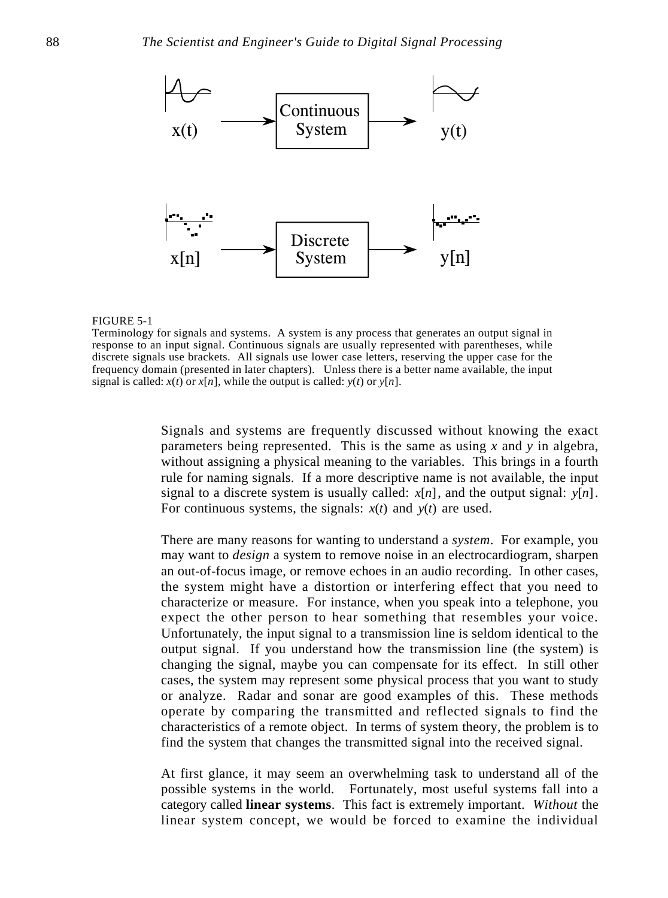x(t)

Continuous System

y(t)

x[n]

Discrete System

y[n]

FIGURE 5-1
Terminology for signals and systems. A system is any process that generates an output signal in response to an input signal. Continuous signals are usually represented with parentheses, while discrete signals use brackets. All signals use lower case letters, reserving the upper case for the frequency domain (presented in later chapters). Unless there is a better name available, the input signal is called: $x(t)$ or $x[n]$, while the output is called: $y(t)$ or $y[n]$.

Signals and systems are frequently discussed without knowing the exact parameters being represented. This is the same as using $x$ and $y$ in algebra, without assigning a physical meaning to the variables. This brings in a fourth rule for naming signals. If a more descriptive name is not available, the input signal to a discrete system is usually called: $x[n]$, and the output signal: $y[n]$. For continuous systems, the signals: $x(t)$ and $y(t)$ are used.

There are many reasons for wanting to understand a *system*. For example, you may want to *design* a system to remove noise in an electrocardiogram, sharpen an out-of-focus image, or remove echoes in an audio recording. In other cases, the system might have a distortion or interfering effect that you need to characterize or measure. For instance, when you speak into a telephone, you expect the other person to hear something that resembles your voice. Unfortunately, the input signal to a transmission line is seldom identical to the output signal. If you understand how the transmission line (the system) is changing the signal, maybe you can compensate for its effect. In still other cases, the system may represent some physical process that you want to study or analyze. Radar and sonar are good examples of this. These methods operate by comparing the transmitted and reflected signals to find the characteristics of a remote object. In terms of system theory, the problem is to find the system that changes the transmitted signal into the received signal.

At first glance, it may seem an overwhelming task to understand all of the possible systems in the world. Fortunately, most useful systems fall into a category called **linear systems**. This fact is extremely important. *Without* the linear system concept, we would be forced to examine the individual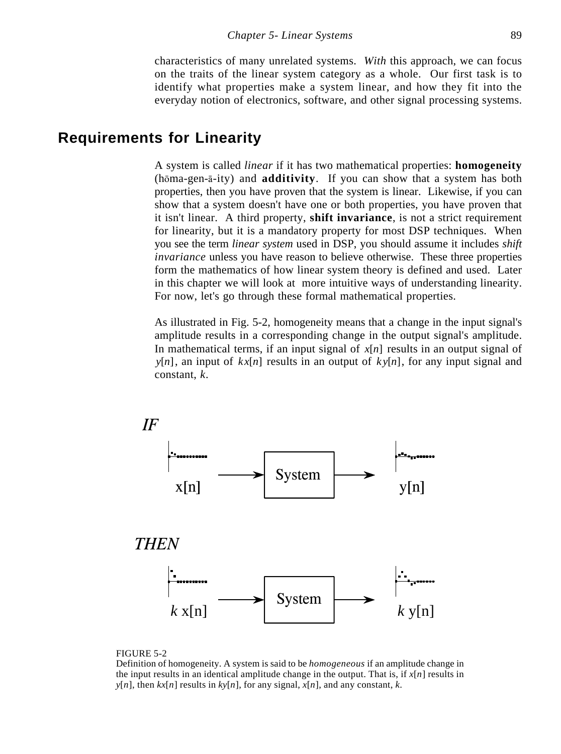characteristics of many unrelated systems. *With* this approach, we can focus on the traits of the linear system category as a whole. Our first task is to identify what properties make a system linear, and how they fit into the everyday notion of electronics, software, and other signal processing systems.

## Requirements for Linearity

A system is called *linear* if it has two mathematical properties: **homogeneity** (hōma-gen-ā-ity) and **additivity**. If you can show that a system has both properties, then you have proven that the system is linear. Likewise, if you can show that a system doesn't have one or both properties, you have proven that it isn't linear. A third property, **shift invariance**, is not a strict requirement for linearity, but it is a mandatory property for most DSP techniques. When you see the term *linear system* used in DSP, you should assume it includes *shift invariance* unless you have reason to believe otherwise. These three properties form the mathematics of how linear system theory is defined and used. Later in this chapter we will look at more intuitive ways of understanding linearity. For now, let's go through these formal mathematical properties.

As illustrated in Fig. 5-2, homogeneity means that a change in the input signal's amplitude results in a corresponding change in the output signal's amplitude. In mathematical terms, if an input signal of $x[n]$ results in an output signal of $y[n]$, an input of $kx[n]$ results in an output of $ky[n]$, for any input signal and constant, $k$.

*IF*

x[n] → System → y[n]

*THEN*

$k$ x[n] → System → $k$ y[n]

FIGURE 5-2
Definition of homogeneity. A system is said to be *homogeneous* if an amplitude change in the input results in an identical amplitude change in the output. That is, if $x[n]$ results in $y[n]$, then $kx[n]$ results in $ky[n]$, for any signal, $x[n]$, and any constant, $k$.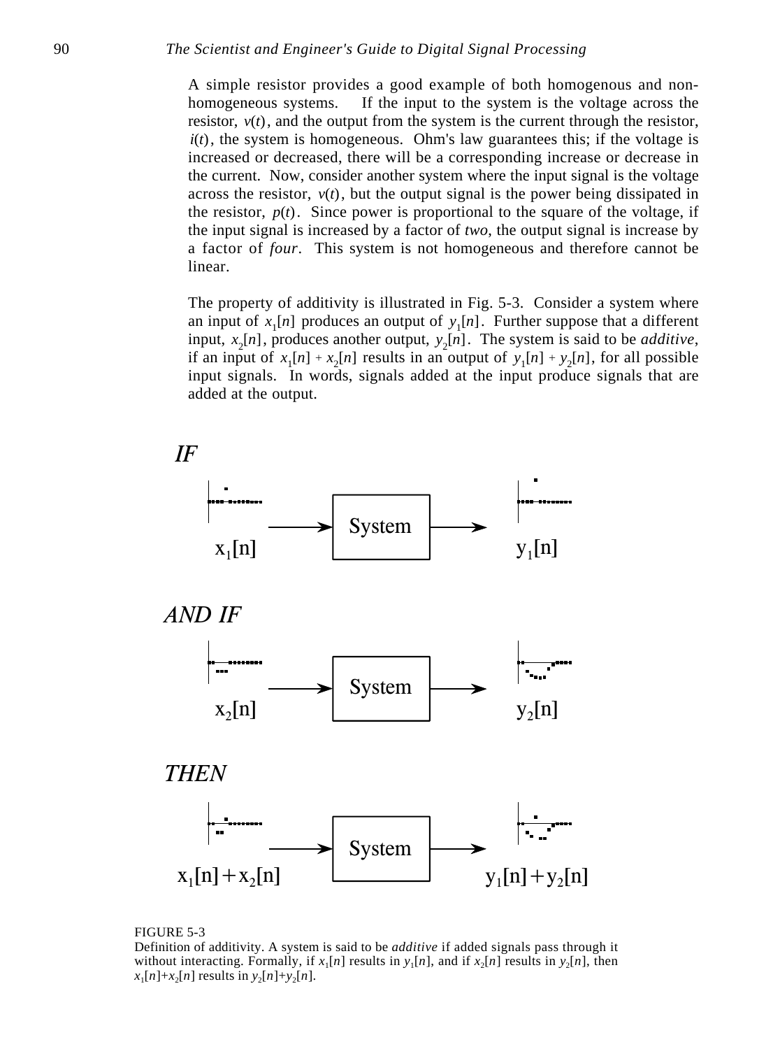A simple resistor provides a good example of both homogenous and non-homogeneous systems. If the input to the system is the voltage across the resistor, $v(t)$, and the output from the system is the current through the resistor, $i(t)$, the system is homogeneous. Ohm's law guarantees this; if the voltage is increased or decreased, there will be a corresponding increase or decrease in the current. Now, consider another system where the input signal is the voltage across the resistor, $v(t)$, but the output signal is the power being dissipated in the resistor, $p(t)$. Since power is proportional to the square of the voltage, if the input signal is increased by a factor of *two*, the output signal is increase by a factor of *four*. This system is not homogeneous and therefore cannot be linear.

The property of additivity is illustrated in Fig. 5-3. Consider a system where an input of $x_1[n]$ produces an output of $y_1[n]$. Further suppose that a different input, $x_2[n]$, produces another output, $y_2[n]$. The system is said to be *additive*, if an input of $x_1[n] + x_2[n]$ results in an output of $y_1[n] + y_2[n]$, for all possible input signals. In words, signals added at the input produce signals that are added at the output.

*IF*

$x_1[n]$ → System → $y_1[n]$

*AND IF*

$x_2[n]$ → System → $y_2[n]$

*THEN*

$x_1[n] + x_2[n]$ → System → $y_1[n] + y_2[n]$

FIGURE 5-3
Definition of additivity. A system is said to be *additive* if added signals pass through it without interacting. Formally, if $x_1[n]$ results in $y_1[n]$, and if $x_2[n]$ results in $y_2[n]$, then $x_1[n]+x_2[n]$ results in $y_2[n]+y_2[n]$.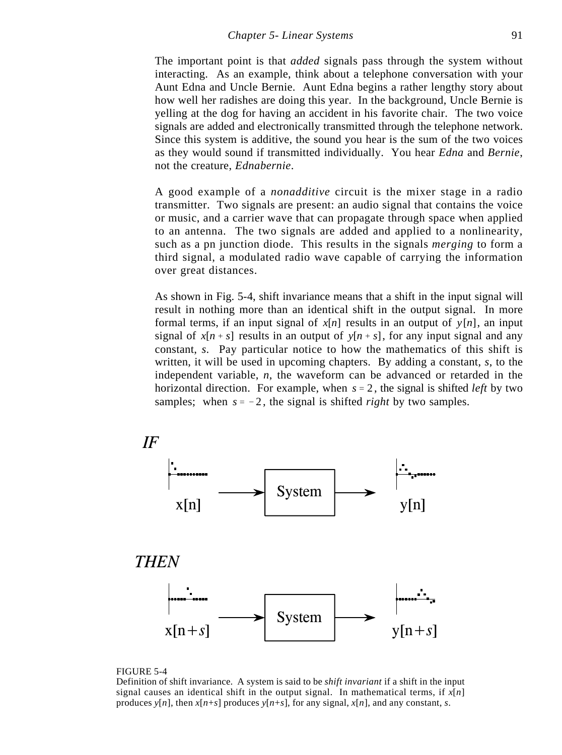The important point is that *added* signals pass through the system without interacting. As an example, think about a telephone conversation with your Aunt Edna and Uncle Bernie. Aunt Edna begins a rather lengthy story about how well her radishes are doing this year. In the background, Uncle Bernie is yelling at the dog for having an accident in his favorite chair. The two voice signals are added and electronically transmitted through the telephone network. Since this system is additive, the sound you hear is the sum of the two voices as they would sound if transmitted individually. You hear *Edna* and *Bernie*, not the creature, *Ednabernie*.

A good example of a *nonadditive* circuit is the mixer stage in a radio transmitter. Two signals are present: an audio signal that contains the voice or music, and a carrier wave that can propagate through space when applied to an antenna. The two signals are added and applied to a nonlinearity, such as a pn junction diode. This results in the signals *merging* to form a third signal, a modulated radio wave capable of carrying the information over great distances.

As shown in Fig. 5-4, shift invariance means that a shift in the input signal will result in nothing more than an identical shift in the output signal. In more formal terms, if an input signal of $x[n]$ results in an output of $y[n]$, an input signal of $x[n+s]$ results in an output of $y[n+s]$, for any input signal and any constant, $s$. Pay particular notice to how the mathematics of this shift is written, it will be used in upcoming chapters. By adding a constant, $s$, to the independent variable, $n$, the waveform can be advanced or retarded in the horizontal direction. For example, when $s = 2$, the signal is shifted *left* by two samples; when $s = -2$, the signal is shifted *right* by two samples.

*IF*

x[n] → System → y[n]

*THEN*

x[n+*s*] → System → y[n+*s*]

FIGURE 5-4
Definition of shift invariance. A system is said to be *shift invariant* if a shift in the input signal causes an identical shift in the output signal. In mathematical terms, if $x[n]$ produces $y[n]$, then $x[n+s]$ produces $y[n+s]$, for any signal, $x[n]$, and any constant, $s$.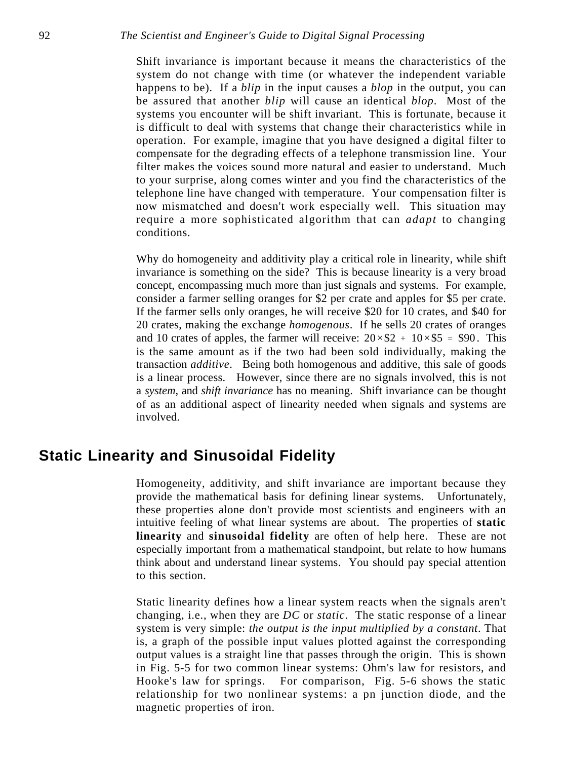Shift invariance is important because it means the characteristics of the system do not change with time (or whatever the independent variable happens to be). If a *blip* in the input causes a *blop* in the output, you can be assured that another *blip* will cause an identical *blop*. Most of the systems you encounter will be shift invariant. This is fortunate, because it is difficult to deal with systems that change their characteristics while in operation. For example, imagine that you have designed a digital filter to compensate for the degrading effects of a telephone transmission line. Your filter makes the voices sound more natural and easier to understand. Much to your surprise, along comes winter and you find the characteristics of the telephone line have changed with temperature. Your compensation filter is now mismatched and doesn't work especially well. This situation may require a more sophisticated algorithm that can *adapt* to changing conditions.

Why do homogeneity and additivity play a critical role in linearity, while shift invariance is something on the side? This is because linearity is a very broad concept, encompassing much more than just signals and systems. For example, consider a farmer selling oranges for \$2 per crate and apples for \$5 per crate. If the farmer sells only oranges, he will receive \$20 for 10 crates, and \$40 for 20 crates, making the exchange *homogenous*. If he sells 20 crates of oranges and 10 crates of apples, the farmer will receive: $20 \times \$2 + 10 \times \$5 = \$90$. This is the same amount as if the two had been sold individually, making the transaction *additive*. Being both homogenous and additive, this sale of goods is a linear process. However, since there are no signals involved, this is not a *system*, and *shift invariance* has no meaning. Shift invariance can be thought of as an additional aspect of linearity needed when signals and systems are involved.

## Static Linearity and Sinusoidal Fidelity

Homogeneity, additivity, and shift invariance are important because they provide the mathematical basis for defining linear systems. Unfortunately, these properties alone don't provide most scientists and engineers with an intuitive feeling of what linear systems are about. The properties of **static linearity** and **sinusoidal fidelity** are often of help here. These are not especially important from a mathematical standpoint, but relate to how humans think about and understand linear systems. You should pay special attention to this section.

Static linearity defines how a linear system reacts when the signals aren't changing, i.e., when they are *DC* or *static*. The static response of a linear system is very simple: *the output is the input multiplied by a constant*. That is, a graph of the possible input values plotted against the corresponding output values is a straight line that passes through the origin. This is shown in Fig. 5-5 for two common linear systems: Ohm's law for resistors, and Hooke's law for springs. For comparison, Fig. 5-6 shows the static relationship for two nonlinear systems: a pn junction diode, and the magnetic properties of iron.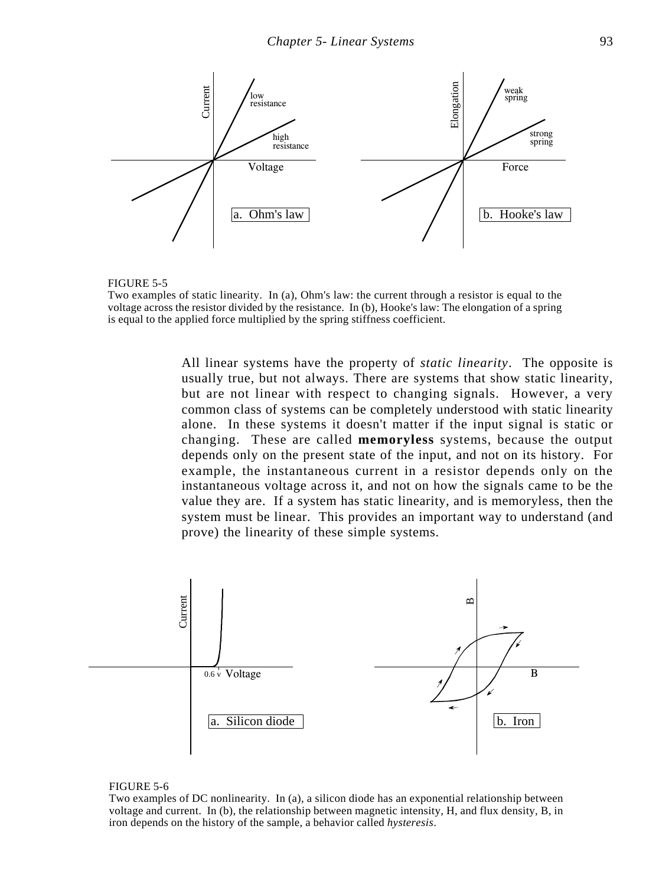FIGURE 5-5
Two examples of static linearity. In (a), Ohm's law: the current through a resistor is equal to the voltage across the resistor divided by the resistance. In (b), Hooke's law: The elongation of a spring is equal to the applied force multiplied by the spring stiffness coefficient.

All linear systems have the property of *static linearity*. The opposite is usually true, but not always. There are systems that show static linearity, but are not linear with respect to changing signals. However, a very common class of systems can be completely understood with static linearity alone. In these systems it doesn't matter if the input signal is static or changing. These are called **memoryless** systems, because the output depends only on the present state of the input, and not on its history. For example, the instantaneous current in a resistor depends only on the instantaneous voltage across it, and not on how the signals came to be the value they are. If a system has static linearity, and is memoryless, then the system must be linear. This provides an important way to understand (and prove) the linearity of these simple systems.

FIGURE 5-6
Two examples of DC nonlinearity. In (a), a silicon diode has an exponential relationship between voltage and current. In (b), the relationship between magnetic intensity, H, and flux density, B, in iron depends on the history of the sample, a behavior called *hysteresis*.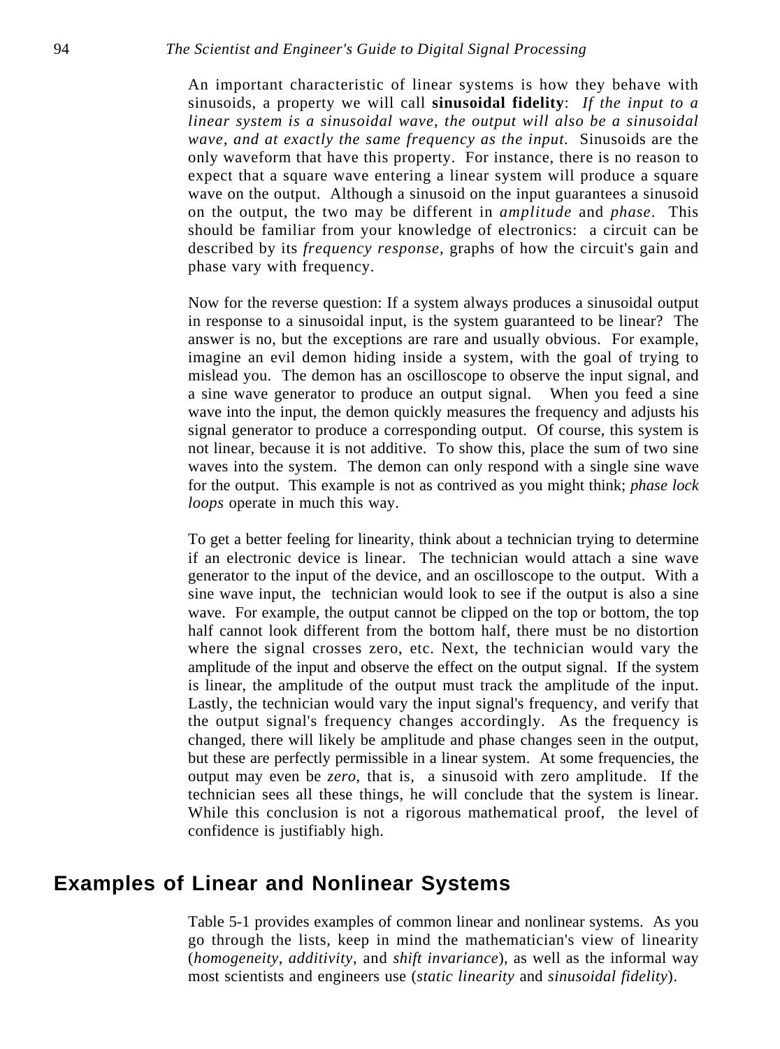An important characteristic of linear systems is how they behave with sinusoids, a property we will call **sinusoidal fidelity**: *If the input to a linear system is a sinusoidal wave, the output will also be a sinusoidal wave, and at exactly the same frequency as the input.* Sinusoids are the only waveform that have this property. For instance, there is no reason to expect that a square wave entering a linear system will produce a square wave on the output. Although a sinusoid on the input guarantees a sinusoid on the output, the two may be different in *amplitude* and *phase*. This should be familiar from your knowledge of electronics: a circuit can be described by its *frequency response*, graphs of how the circuit's gain and phase vary with frequency.

Now for the reverse question: If a system always produces a sinusoidal output in response to a sinusoidal input, is the system guaranteed to be linear? The answer is no, but the exceptions are rare and usually obvious. For example, imagine an evil demon hiding inside a system, with the goal of trying to mislead you. The demon has an oscilloscope to observe the input signal, and a sine wave generator to produce an output signal. When you feed a sine wave into the input, the demon quickly measures the frequency and adjusts his signal generator to produce a corresponding output. Of course, this system is not linear, because it is not additive. To show this, place the sum of two sine waves into the system. The demon can only respond with a single sine wave for the output. This example is not as contrived as you might think; *phase lock loops* operate in much this way.

To get a better feeling for linearity, think about a technician trying to determine if an electronic device is linear. The technician would attach a sine wave generator to the input of the device, and an oscilloscope to the output. With a sine wave input, the technician would look to see if the output is also a sine wave. For example, the output cannot be clipped on the top or bottom, the top half cannot look different from the bottom half, there must be no distortion where the signal crosses zero, etc. Next, the technician would vary the amplitude of the input and observe the effect on the output signal. If the system is linear, the amplitude of the output must track the amplitude of the input. Lastly, the technician would vary the input signal's frequency, and verify that the output signal's frequency changes accordingly. As the frequency is changed, there will likely be amplitude and phase changes seen in the output, but these are perfectly permissible in a linear system. At some frequencies, the output may even be *zero*, that is, a sinusoid with zero amplitude. If the technician sees all these things, he will conclude that the system is linear. While this conclusion is not a rigorous mathematical proof, the level of confidence is justifiably high.

## Examples of Linear and Nonlinear Systems

Table 5-1 provides examples of common linear and nonlinear systems. As you go through the lists, keep in mind the mathematician's view of linearity (*homogeneity*, *additivity*, and *shift invariance*), as well as the informal way most scientists and engineers use (*static linearity* and *sinusoidal fidelity*).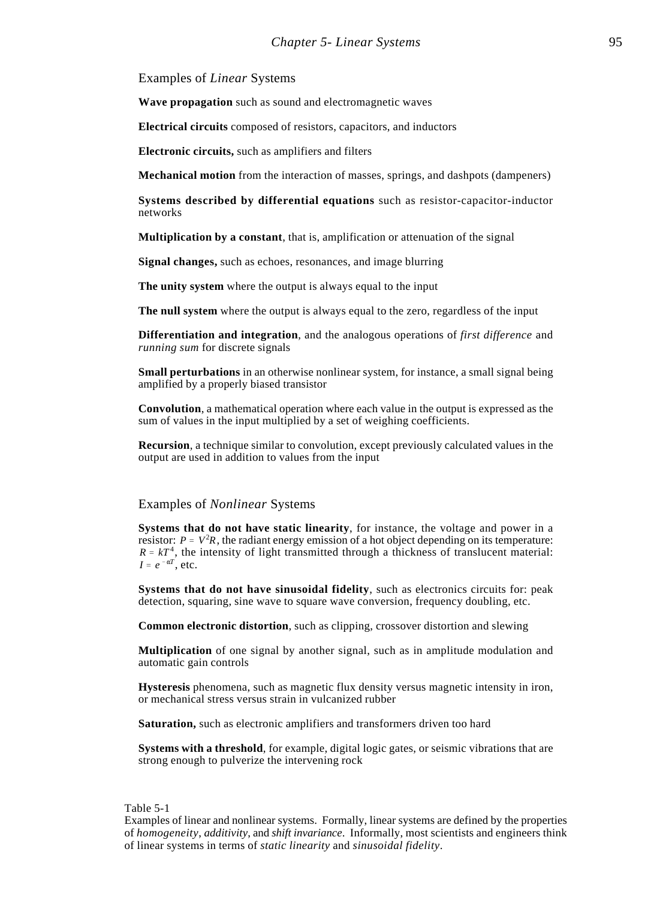## Examples of *Linear* Systems

**Wave propagation** such as sound and electromagnetic waves

**Electrical circuits** composed of resistors, capacitors, and inductors

**Electronic circuits,** such as amplifiers and filters

**Mechanical motion** from the interaction of masses, springs, and dashpots (dampeners)

**Systems described by differential equations** such as resistor-capacitor-inductor networks

**Multiplication by a constant**, that is, amplification or attenuation of the signal

**Signal changes,** such as echoes, resonances, and image blurring

**The unity system** where the output is always equal to the input

**The null system** where the output is always equal to the zero, regardless of the input

**Differentiation and integration**, and the analogous operations of *first difference* and *running sum* for discrete signals

**Small perturbations** in an otherwise nonlinear system, for instance, a small signal being amplified by a properly biased transistor

**Convolution**, a mathematical operation where each value in the output is expressed as the sum of values in the input multiplied by a set of weighing coefficients.

**Recursion**, a technique similar to convolution, except previously calculated values in the output are used in addition to values from the input

## Examples of *Nonlinear* Systems

**Systems that do not have static linearity**, for instance, the voltage and power in a resistor: $P = V^2R$, the radiant energy emission of a hot object depending on its temperature: $R = kT^4$, the intensity of light transmitted through a thickness of translucent material: $I = e^{-\alpha T}$, etc.

**Systems that do not have sinusoidal fidelity**, such as electronics circuits for: peak detection, squaring, sine wave to square wave conversion, frequency doubling, etc.

**Common electronic distortion**, such as clipping, crossover distortion and slewing

**Multiplication** of one signal by another signal, such as in amplitude modulation and automatic gain controls

**Hysteresis** phenomena, such as magnetic flux density versus magnetic intensity in iron, or mechanical stress versus strain in vulcanized rubber

**Saturation,** such as electronic amplifiers and transformers driven too hard

**Systems with a threshold**, for example, digital logic gates, or seismic vibrations that are strong enough to pulverize the intervening rock

Table 5-1
Examples of linear and nonlinear systems. Formally, linear systems are defined by the properties of *homogeneity*, *additivity*, and *shift invariance*. Informally, most scientists and engineers think of linear systems in terms of *static linearity* and *sinusoidal fidelity*.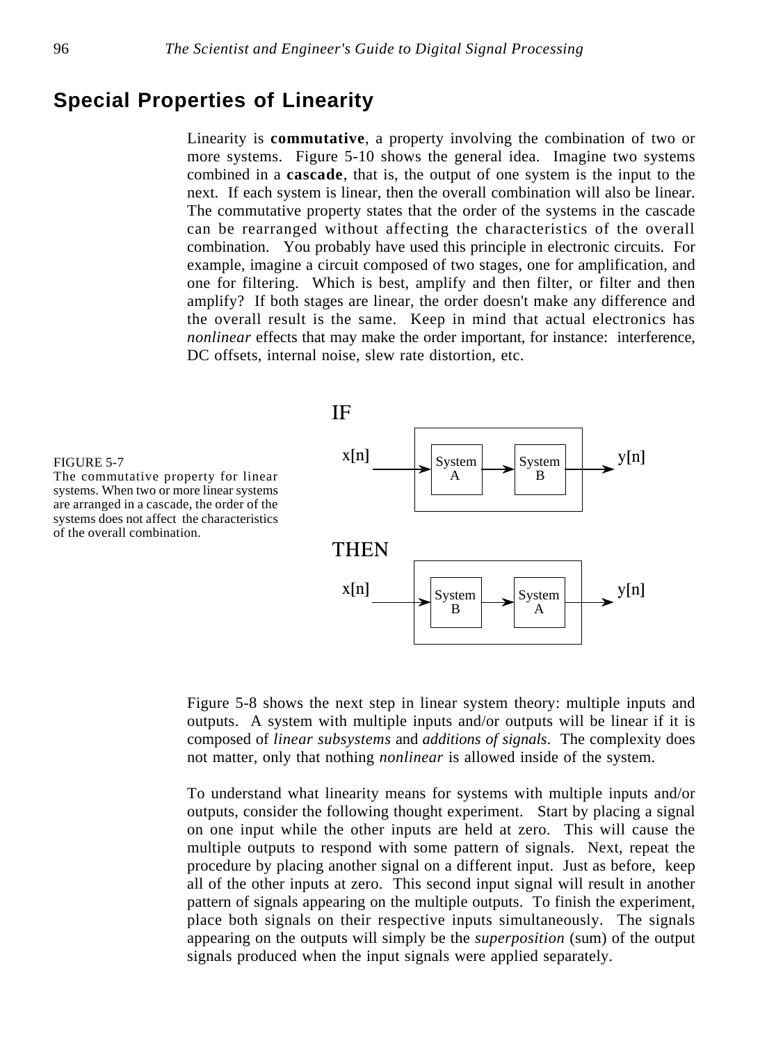## Special Properties of Linearity

Linearity is **commutative**, a property involving the combination of two or more systems. Figure 5-10 shows the general idea. Imagine two systems combined in a **cascade**, that is, the output of one system is the input to the next. If each system is linear, then the overall combination will also be linear. The commutative property states that the order of the systems in the cascade can be rearranged without affecting the characteristics of the overall combination. You probably have used this principle in electronic circuits. For example, imagine a circuit composed of two stages, one for amplification, and one for filtering. Which is best, amplify and then filter, or filter and then amplify? If both stages are linear, the order doesn't make any difference and the overall result is the same. Keep in mind that actual electronics has *nonlinear* effects that may make the order important, for instance: interference, DC offsets, internal noise, slew rate distortion, etc.

IF

x[n]

System A

System B

y[n]

THEN

x[n]

System B

System A

y[n]

FIGURE 5-7
The commutative property for linear systems. When two or more linear systems are arranged in a cascade, the order of the systems does not affect the characteristics of the overall combination.

Figure 5-8 shows the next step in linear system theory: multiple inputs and outputs. A system with multiple inputs and/or outputs will be linear if it is composed of *linear subsystems* and *additions of signals.* The complexity does not matter, only that nothing *nonlinear* is allowed inside of the system.

To understand what linearity means for systems with multiple inputs and/or outputs, consider the following thought experiment. Start by placing a signal on one input while the other inputs are held at zero. This will cause the multiple outputs to respond with some pattern of signals. Next, repeat the procedure by placing another signal on a different input. Just as before, keep all of the other inputs at zero. This second input signal will result in another pattern of signals appearing on the multiple outputs. To finish the experiment, place both signals on their respective inputs simultaneously. The signals appearing on the outputs will simply be the *superposition* (sum) of the output signals produced when the input signals were applied separately.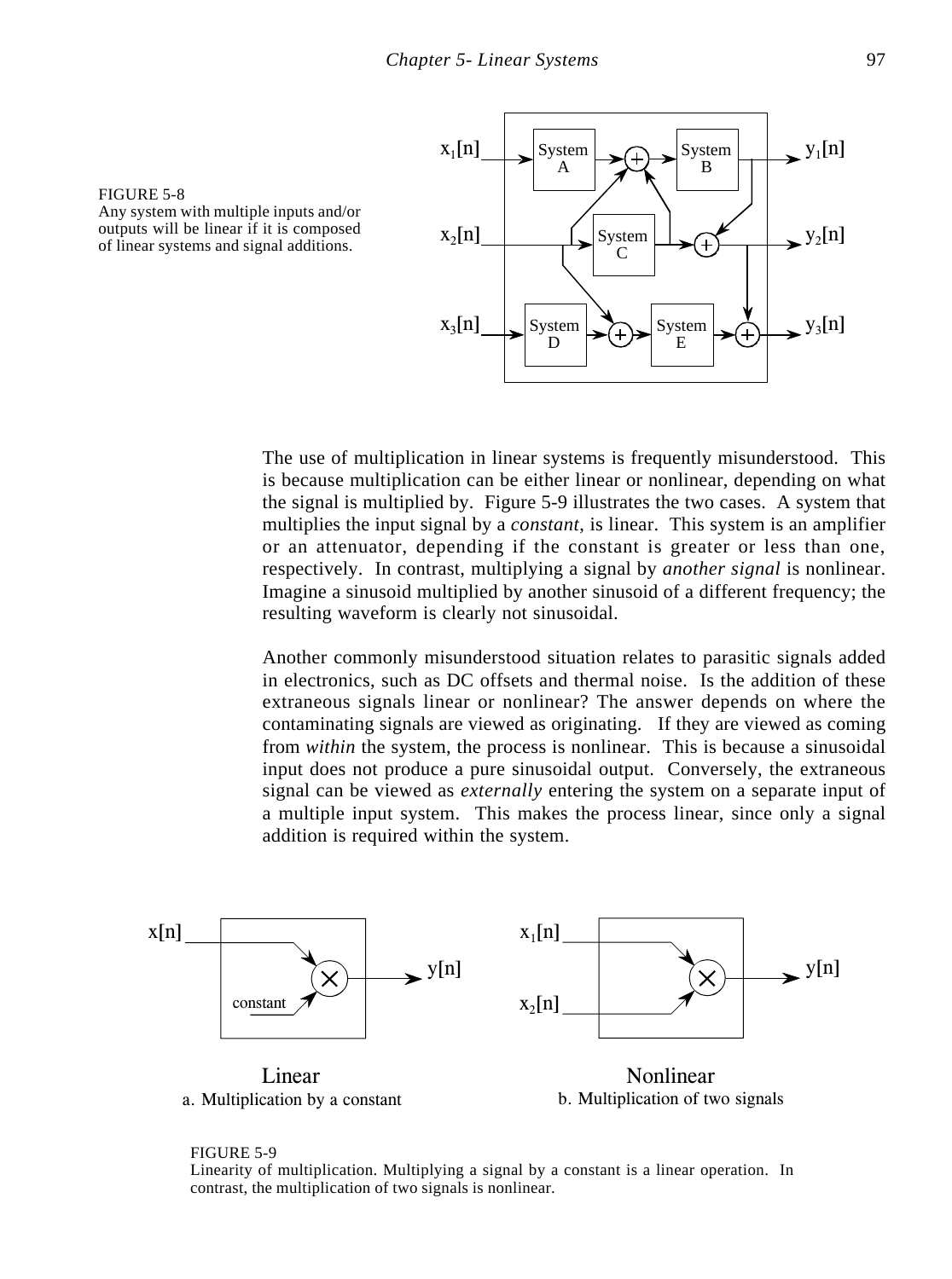FIGURE 5-8
Any system with multiple inputs and/or outputs will be linear if it is composed of linear systems and signal additions.

The use of multiplication in linear systems is frequently misunderstood. This is because multiplication can be either linear or nonlinear, depending on what the signal is multiplied by. Figure 5-9 illustrates the two cases. A system that multiplies the input signal by a *constant*, is linear. This system is an amplifier or an attenuator, depending if the constant is greater or less than one, respectively. In contrast, multiplying a signal by *another signal* is nonlinear. Imagine a sinusoid multiplied by another sinusoid of a different frequency; the resulting waveform is clearly not sinusoidal.

Another commonly misunderstood situation relates to parasitic signals added in electronics, such as DC offsets and thermal noise. Is the addition of these extraneous signals linear or nonlinear? The answer depends on where the contaminating signals are viewed as originating. If they are viewed as coming from *within* the system, the process is nonlinear. This is because a sinusoidal input does not produce a pure sinusoidal output. Conversely, the extraneous signal can be viewed as *externally* entering the system on a separate input of a multiple input system. This makes the process linear, since only a signal addition is required within the system.

Linear
a. Multiplication by a constant

Nonlinear
b. Multiplication of two signals

FIGURE 5-9
Linearity of multiplication. Multiplying a signal by a constant is a linear operation. In contrast, the multiplication of two signals is nonlinear.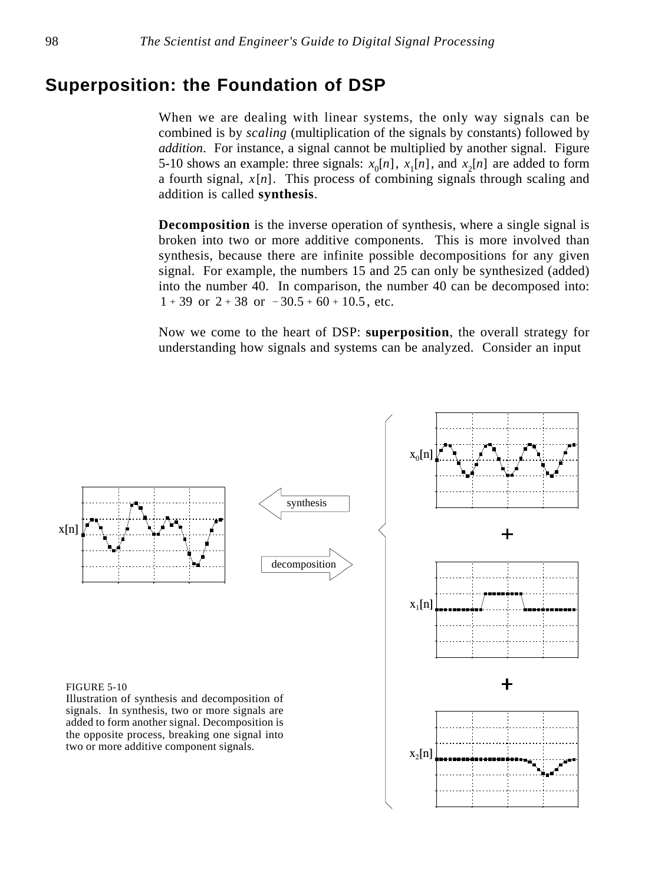## Superposition: the Foundation of DSP

When we are dealing with linear systems, the only way signals can be combined is by *scaling* (multiplication of the signals by constants) followed by *addition*. For instance, a signal cannot be multiplied by another signal. Figure 5-10 shows an example: three signals: $x_0[n]$, $x_1[n]$, and $x_2[n]$ are added to form a fourth signal, $x[n]$. This process of combining signals through scaling and addition is called **synthesis**.

**Decomposition** is the inverse operation of synthesis, where a single signal is broken into two or more additive components. This is more involved than synthesis, because there are infinite possible decompositions for any given signal. For example, the numbers 15 and 25 can only be synthesized (added) into the number 40. In comparison, the number 40 can be decomposed into: $1 + 39$ or $2 + 38$ or $-30.5 + 60 + 10.5$, etc.

Now we come to the heart of DSP: **superposition**, the overall strategy for understanding how signals and systems can be analyzed. Consider an input

FIGURE 5-10
Illustration of synthesis and decomposition of signals. In synthesis, two or more signals are added to form another signal. Decomposition is the opposite process, breaking one signal into two or more additive component signals.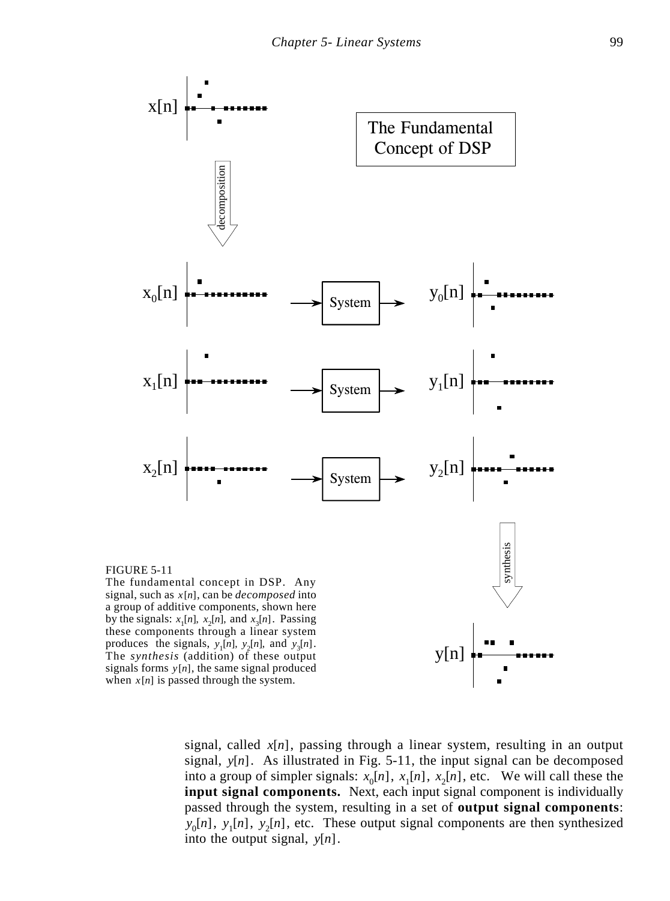FIGURE 5-11
The fundamental concept in DSP. Any signal, such as $x[n]$, can be *decomposed* into a group of additive components, shown here by the signals: $x_1[n]$, $x_2[n]$, and $x_3[n]$. Passing these components through a linear system produces the signals, $y_1[n]$, $y_2[n]$, and $y_3[n]$. The *synthesis* (addition) of these output signals forms $y[n]$, the same signal produced when $x[n]$ is passed through the system.

signal, called $x[n]$, passing through a linear system, resulting in an output signal, $y[n]$. As illustrated in Fig. 5-11, the input signal can be decomposed into a group of simpler signals: $x_0[n]$, $x_1[n]$, $x_2[n]$, etc. We will call these the **input signal components.** Next, each input signal component is individually passed through the system, resulting in a set of **output signal components**: $y_0[n]$, $y_1[n]$, $y_2[n]$, etc. These output signal components are then synthesized into the output signal, $y[n]$.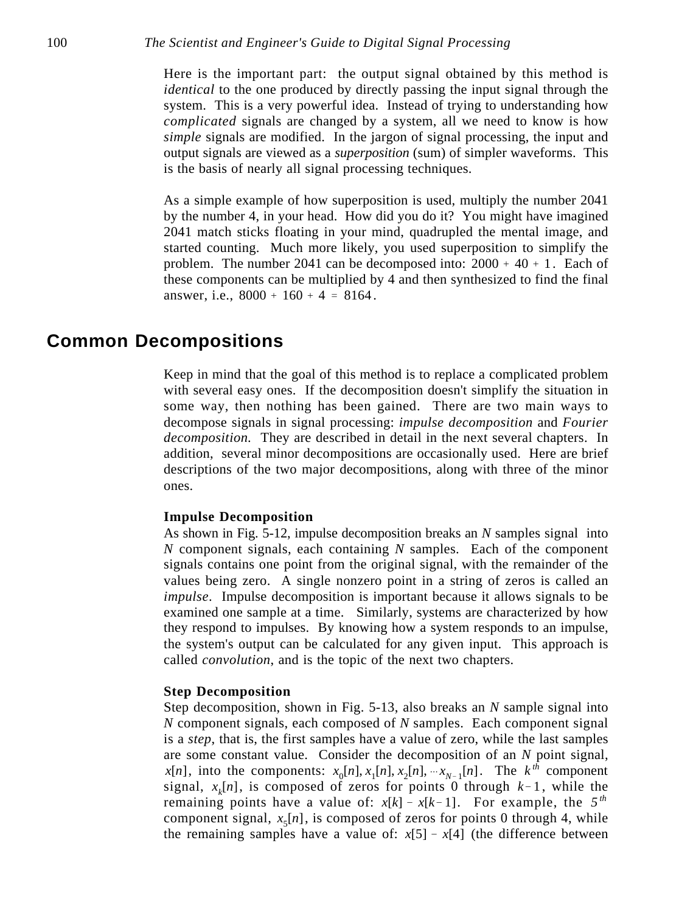Here is the important part: the output signal obtained by this method is *identical* to the one produced by directly passing the input signal through the system. This is a very powerful idea. Instead of trying to understanding how *complicated* signals are changed by a system, all we need to know is how *simple* signals are modified. In the jargon of signal processing, the input and output signals are viewed as a *superposition* (sum) of simpler waveforms. This is the basis of nearly all signal processing techniques.

As a simple example of how superposition is used, multiply the number 2041 by the number 4, in your head. How did you do it? You might have imagined 2041 match sticks floating in your mind, quadrupled the mental image, and started counting. Much more likely, you used superposition to simplify the problem. The number 2041 can be decomposed into: $2000 + 40 + 1$. Each of these components can be multiplied by 4 and then synthesized to find the final answer, i.e., $8000 + 160 + 4 = 8164$.

## Common Decompositions

Keep in mind that the goal of this method is to replace a complicated problem with several easy ones. If the decomposition doesn't simplify the situation in some way, then nothing has been gained. There are two main ways to decompose signals in signal processing: *impulse decomposition* and *Fourier decomposition.* They are described in detail in the next several chapters. In addition, several minor decompositions are occasionally used. Here are brief descriptions of the two major decompositions, along with three of the minor ones.

### Impulse Decomposition

As shown in Fig. 5-12, impulse decomposition breaks an *N* samples signal into *N* component signals, each containing *N* samples. Each of the component signals contains one point from the original signal, with the remainder of the values being zero. A single nonzero point in a string of zeros is called an *impulse*. Impulse decomposition is important because it allows signals to be examined one sample at a time. Similarly, systems are characterized by how they respond to impulses. By knowing how a system responds to an impulse, the system's output can be calculated for any given input. This approach is called *convolution*, and is the topic of the next two chapters.

### Step Decomposition

Step decomposition, shown in Fig. 5-13, also breaks an *N* sample signal into *N* component signals, each composed of *N* samples. Each component signal is a *step*, that is, the first samples have a value of zero, while the last samples are some constant value. Consider the decomposition of an *N* point signal, $x[n]$, into the components: $x_0[n], x_1[n], x_2[n], \cdots x_{N-1}[n]$. The $k^{th}$ component signal, $x_k[n]$, is composed of zeros for points 0 through $k-1$, while the remaining points have a value of: $x[k] - x[k-1]$. For example, the $5^{th}$ component signal, $x_5[n]$, is composed of zeros for points 0 through 4, while the remaining samples have a value of: $x[5] - x[4]$ (the difference between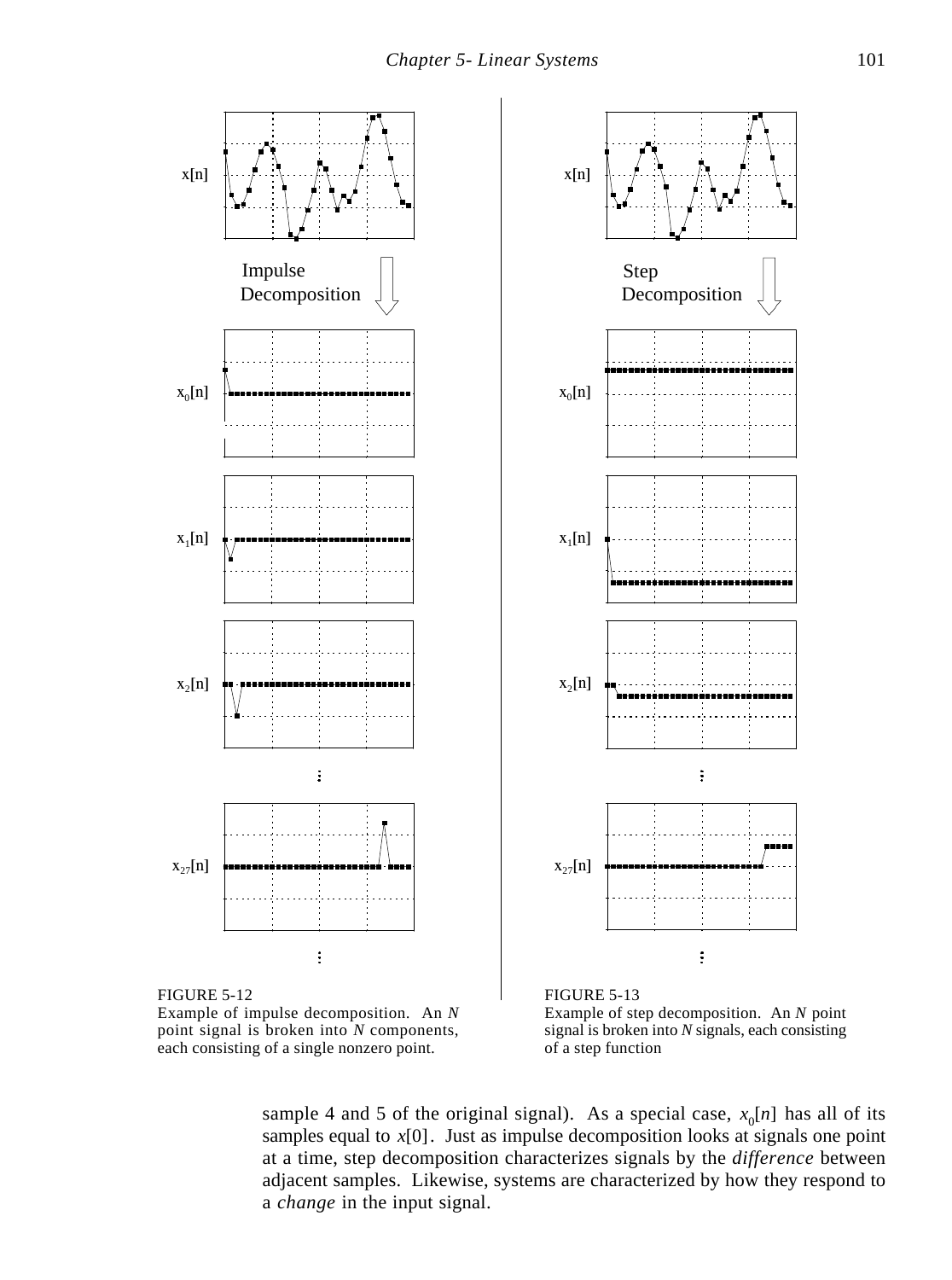FIGURE 5-12
Example of impulse decomposition. An $N$ point signal is broken into $N$ components, each consisting of a single nonzero point.

FIGURE 5-13
Example of step decomposition. An $N$ point signal is broken into $N$ signals, each consisting of a step function

sample 4 and 5 of the original signal). As a special case, $x_0[n]$ has all of its samples equal to $x[0]$. Just as impulse decomposition looks at signals one point at a time, step decomposition characterizes signals by the *difference* between adjacent samples. Likewise, systems are characterized by how they respond to a *change* in the input signal.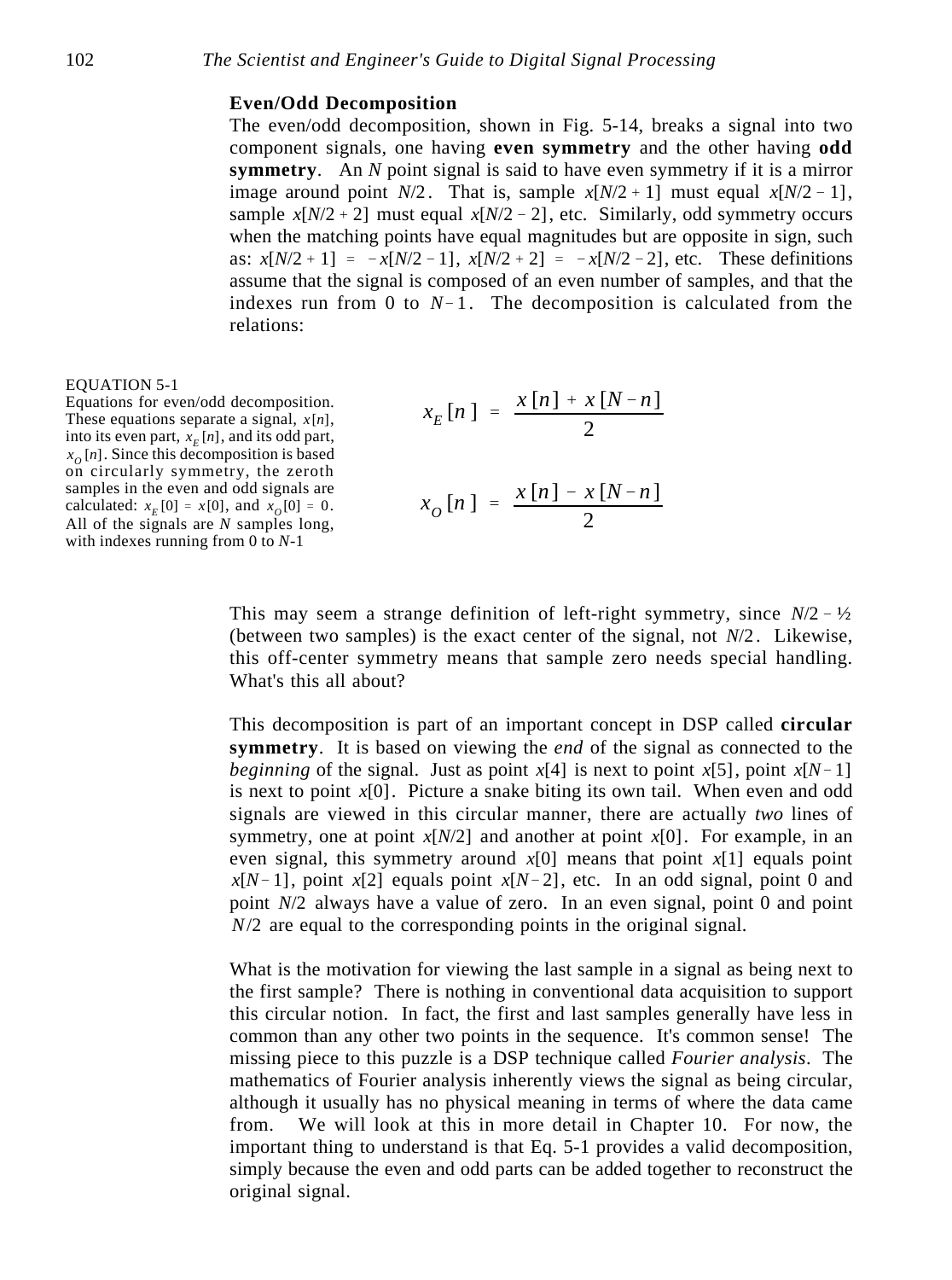### Even/Odd Decomposition

The even/odd decomposition, shown in Fig. 5-14, breaks a signal into two component signals, one having **even symmetry** and the other having **odd symmetry**. An $N$ point signal is said to have even symmetry if it is a mirror image around point $N/2$. That is, sample $x[N/2+1]$ must equal $x[N/2-1]$, sample $x[N/2+2]$ must equal $x[N/2-2]$, etc. Similarly, odd symmetry occurs when the matching points have equal magnitudes but are opposite in sign, such as: $x[N/2+1] = -x[N/2-1]$, $x[N/2+2] = -x[N/2-2]$, etc. These definitions assume that the signal is composed of an even number of samples, and that the indexes run from 0 to $N-1$. The decomposition is calculated from the relations:

$$x_E[n] = \frac{x[n] + x[N-n]}{2}$$

$$x_O[n] = \frac{x[n] - x[N-n]}{2}$$

EQUATION 5-1
Equations for even/odd decomposition. These equations separate a signal, $x[n]$, into its even part, $x_E[n]$, and its odd part, $x_O[n]$. Since this decomposition is based on circularly symmetry, the zeroth samples in the even and odd signals are calculated: $x_E[0] = x[0]$, and $x_O[0] = 0$. All of the signals are $N$ samples long, with indexes running from 0 to $N$-1

This may seem a strange definition of left-right symmetry, since $N/2 - ½$ (between two samples) is the exact center of the signal, not $N/2$. Likewise, this off-center symmetry means that sample zero needs special handling. What's this all about?

This decomposition is part of an important concept in DSP called **circular symmetry**. It is based on viewing the *end* of the signal as connected to the *beginning* of the signal. Just as point $x[4]$ is next to point $x[5]$, point $x[N-1]$ is next to point $x[0]$. Picture a snake biting its own tail. When even and odd signals are viewed in this circular manner, there are actually *two* lines of symmetry, one at point $x[N/2]$ and another at point $x[0]$. For example, in an even signal, this symmetry around $x[0]$ means that point $x[1]$ equals point $x[N-1]$, point $x[2]$ equals point $x[N-2]$, etc. In an odd signal, point 0 and point $N/2$ always have a value of zero. In an even signal, point 0 and point $N/2$ are equal to the corresponding points in the original signal.

What is the motivation for viewing the last sample in a signal as being next to the first sample? There is nothing in conventional data acquisition to support this circular notion. In fact, the first and last samples generally have less in common than any other two points in the sequence. It's common sense! The missing piece to this puzzle is a DSP technique called *Fourier analysis*. The mathematics of Fourier analysis inherently views the signal as being circular, although it usually has no physical meaning in terms of where the data came from. We will look at this in more detail in Chapter 10. For now, the important thing to understand is that Eq. 5-1 provides a valid decomposition, simply because the even and odd parts can be added together to reconstruct the original signal.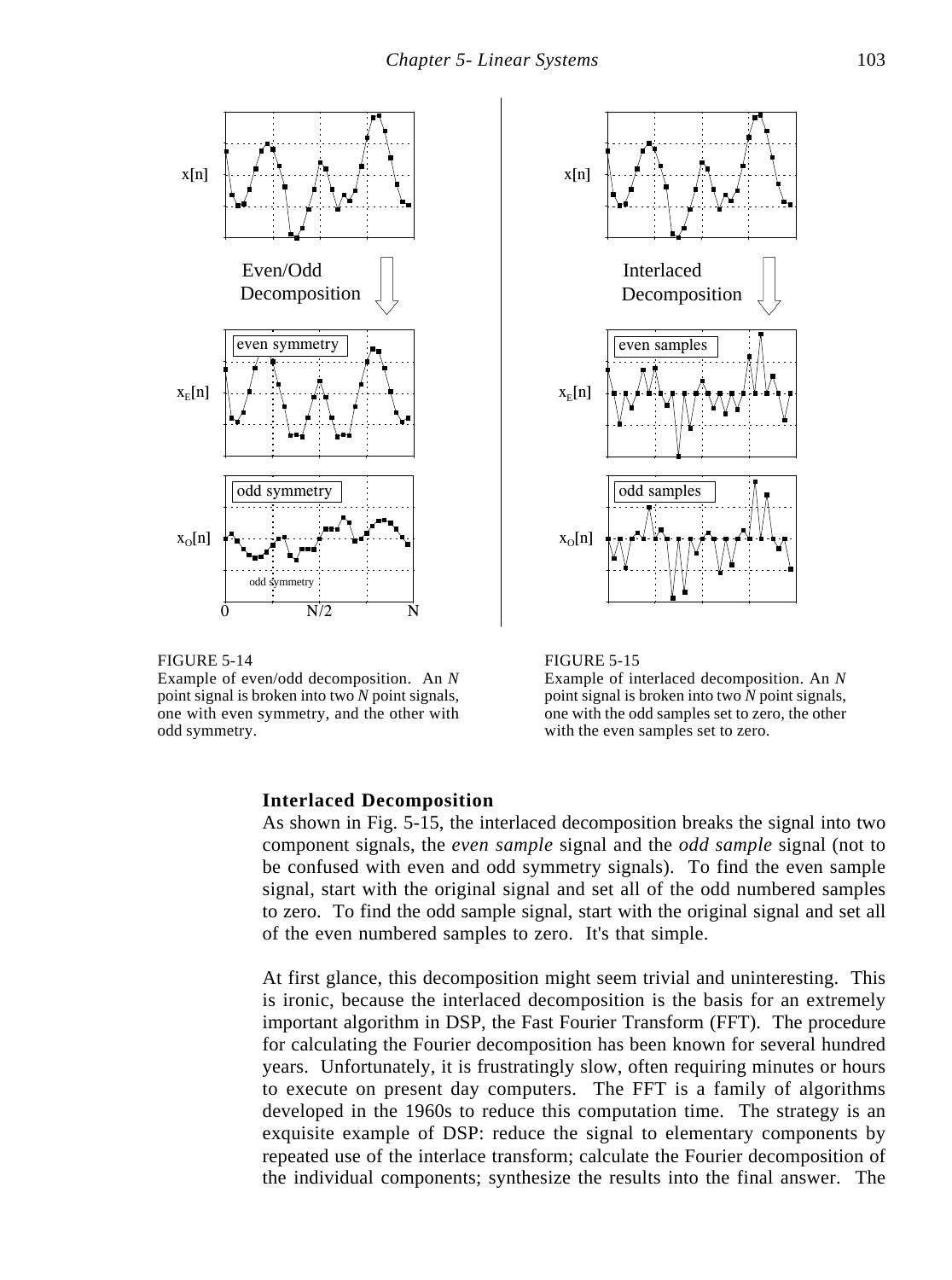FIGURE 5-14
Example of even/odd decomposition. An *N* point signal is broken into two *N* point signals, one with even symmetry, and the other with odd symmetry.

FIGURE 5-15
Example of interlaced decomposition. An *N* point signal is broken into two *N* point signals, one with the odd samples set to zero, the other with the even samples set to zero.

**Interlaced Decomposition**

As shown in Fig. 5-15, the interlaced decomposition breaks the signal into two component signals, the *even sample* signal and the *odd sample* signal (not to be confused with even and odd symmetry signals). To find the even sample signal, start with the original signal and set all of the odd numbered samples to zero. To find the odd sample signal, start with the original signal and set all of the even numbered samples to zero. It's that simple.

At first glance, this decomposition might seem trivial and uninteresting. This is ironic, because the interlaced decomposition is the basis for an extremely important algorithm in DSP, the Fast Fourier Transform (FFT). The procedure for calculating the Fourier decomposition has been known for several hundred years. Unfortunately, it is frustratingly slow, often requiring minutes or hours to execute on present day computers. The FFT is a family of algorithms developed in the 1960s to reduce this computation time. The strategy is an exquisite example of DSP: reduce the signal to elementary components by repeated use of the interlace transform; calculate the Fourier decomposition of the individual components; synthesize the results into the final answer. The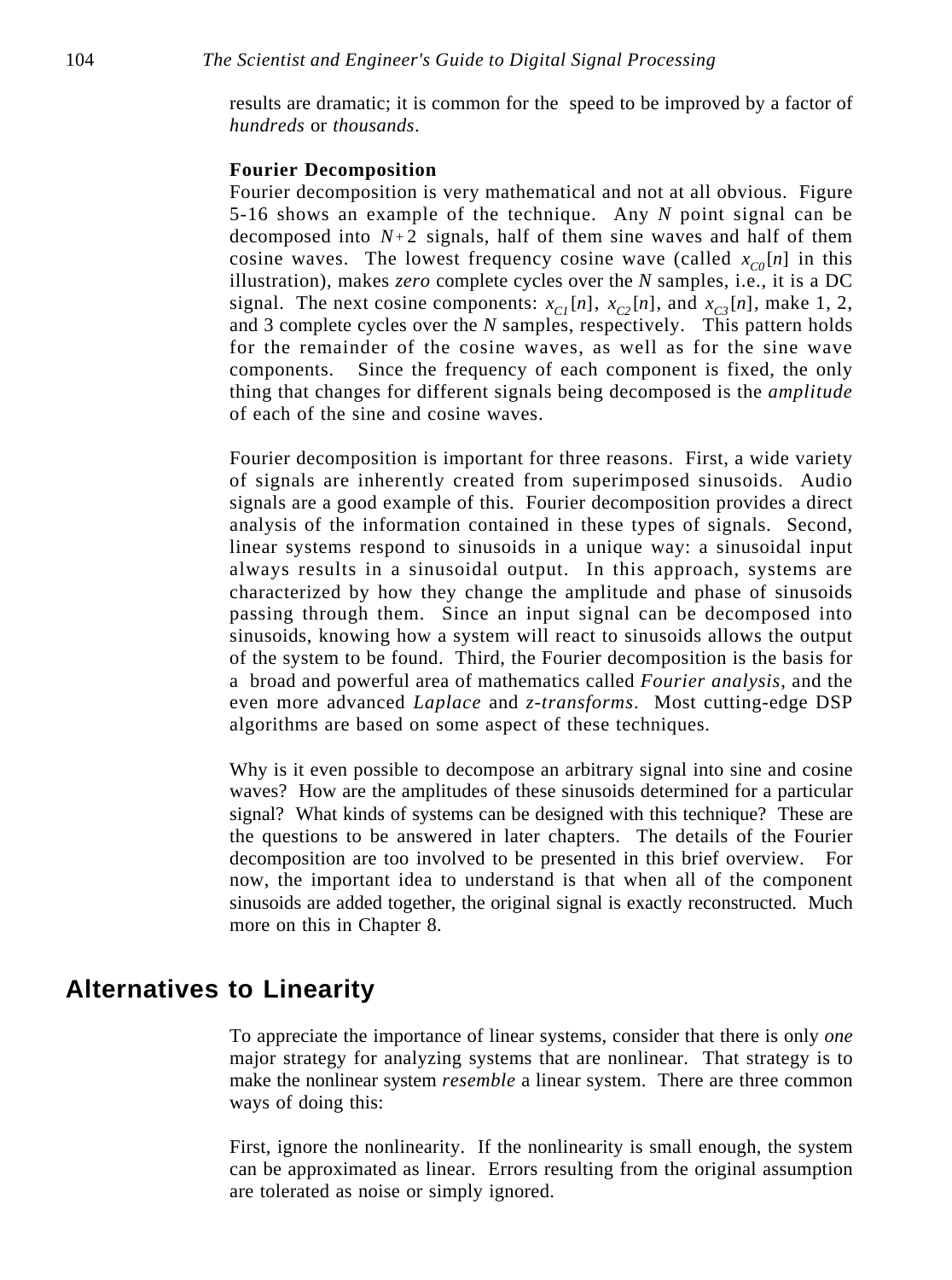results are dramatic; it is common for the speed to be improved by a factor of *hundreds* or *thousands*.

**Fourier Decomposition**

Fourier decomposition is very mathematical and not at all obvious. Figure 5-16 shows an example of the technique. Any *N* point signal can be decomposed into $N+2$ signals, half of them sine waves and half of them cosine waves. The lowest frequency cosine wave (called $x_{C0}[n]$ in this illustration), makes *zero* complete cycles over the *N* samples, i.e., it is a DC signal. The next cosine components: $x_{C1}[n]$, $x_{C2}[n]$, and $x_{C3}[n]$, make 1, 2, and 3 complete cycles over the *N* samples, respectively. This pattern holds for the remainder of the cosine waves, as well as for the sine wave components. Since the frequency of each component is fixed, the only thing that changes for different signals being decomposed is the *amplitude* of each of the sine and cosine waves.

Fourier decomposition is important for three reasons. First, a wide variety of signals are inherently created from superimposed sinusoids. Audio signals are a good example of this. Fourier decomposition provides a direct analysis of the information contained in these types of signals. Second, linear systems respond to sinusoids in a unique way: a sinusoidal input always results in a sinusoidal output. In this approach, systems are characterized by how they change the amplitude and phase of sinusoids passing through them. Since an input signal can be decomposed into sinusoids, knowing how a system will react to sinusoids allows the output of the system to be found. Third, the Fourier decomposition is the basis for a broad and powerful area of mathematics called *Fourier analysis*, and the even more advanced *Laplace* and *z-transforms*. Most cutting-edge DSP algorithms are based on some aspect of these techniques.

Why is it even possible to decompose an arbitrary signal into sine and cosine waves? How are the amplitudes of these sinusoids determined for a particular signal? What kinds of systems can be designed with this technique? These are the questions to be answered in later chapters. The details of the Fourier decomposition are too involved to be presented in this brief overview. For now, the important idea to understand is that when all of the component sinusoids are added together, the original signal is exactly reconstructed. Much more on this in Chapter 8.

## Alternatives to Linearity

To appreciate the importance of linear systems, consider that there is only *one* major strategy for analyzing systems that are nonlinear. That strategy is to make the nonlinear system *resemble* a linear system. There are three common ways of doing this:

First, ignore the nonlinearity. If the nonlinearity is small enough, the system can be approximated as linear. Errors resulting from the original assumption are tolerated as noise or simply ignored.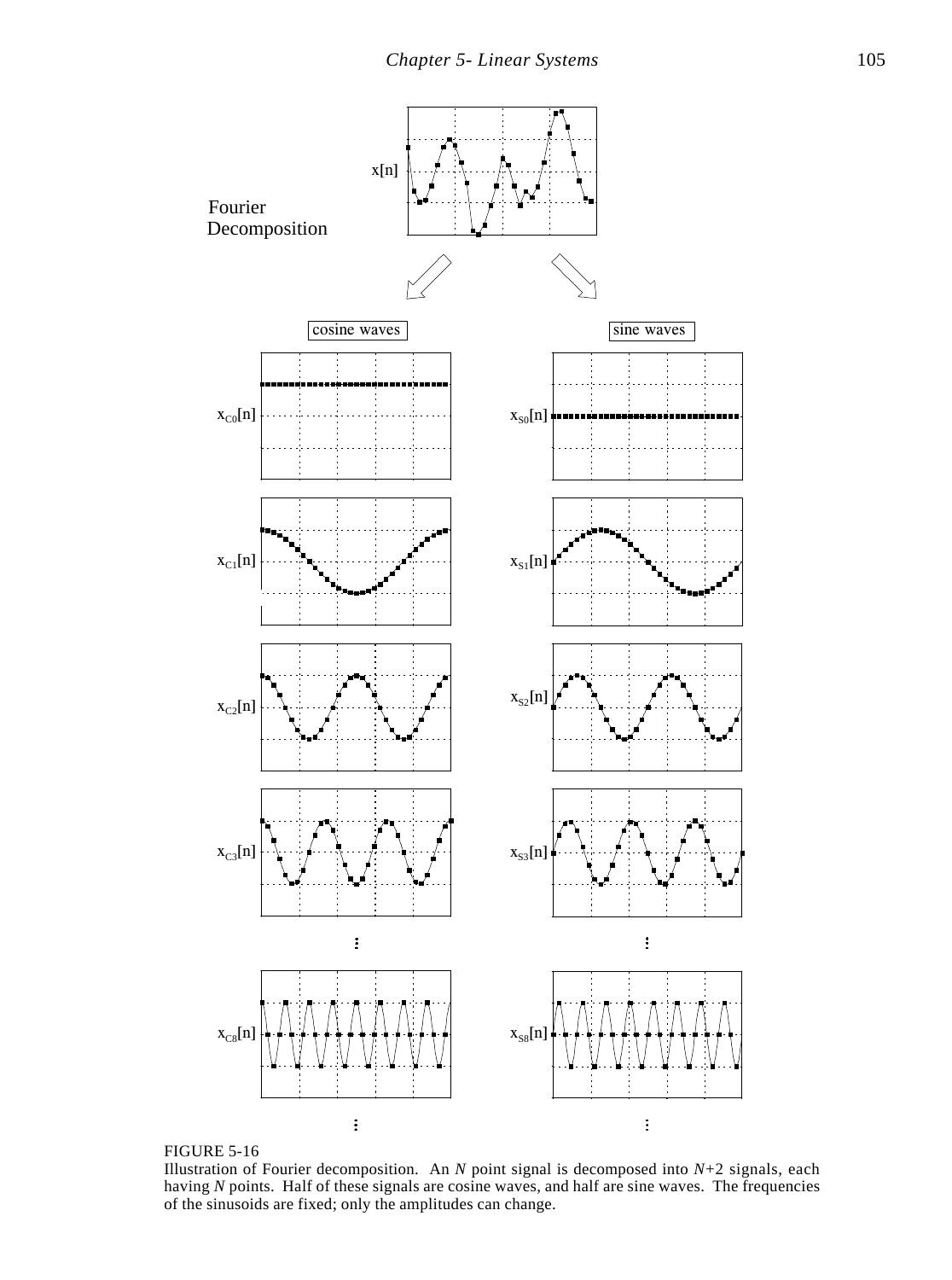FIGURE 5-16
Illustration of Fourier decomposition. An *N* point signal is decomposed into *N*+2 signals, each having *N* points. Half of these signals are cosine waves, and half are sine waves. The frequencies of the sinusoids are fixed; only the amplitudes can change.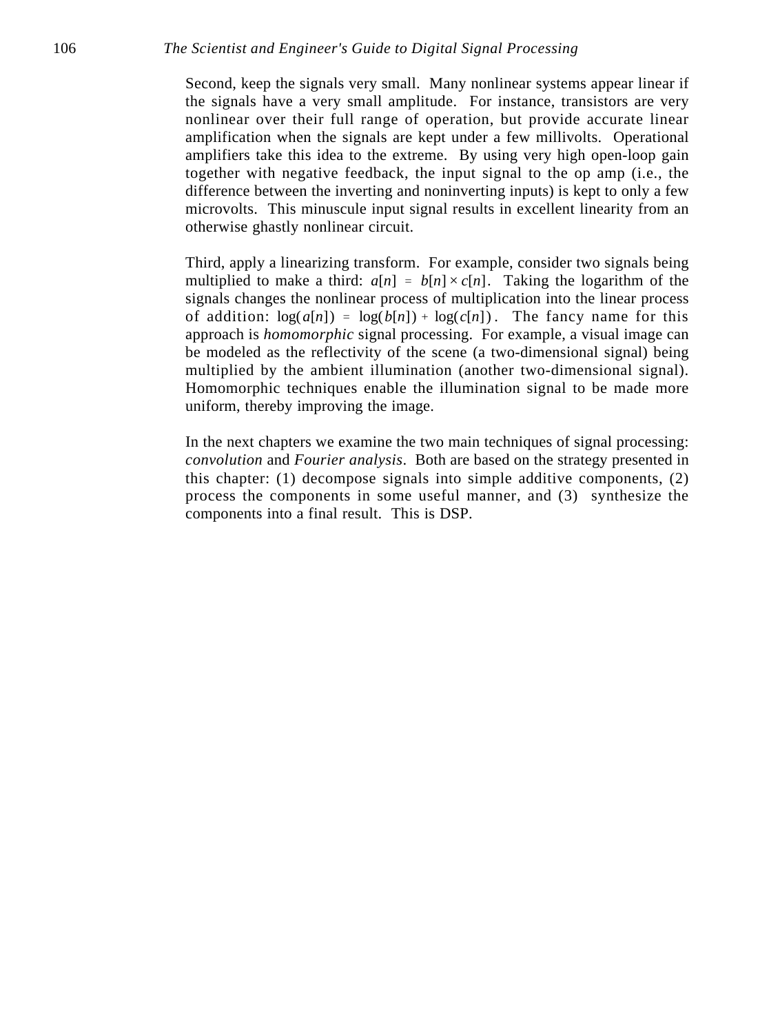Second, keep the signals very small. Many nonlinear systems appear linear if the signals have a very small amplitude. For instance, transistors are very nonlinear over their full range of operation, but provide accurate linear amplification when the signals are kept under a few millivolts. Operational amplifiers take this idea to the extreme. By using very high open-loop gain together with negative feedback, the input signal to the op amp (i.e., the difference between the inverting and noninverting inputs) is kept to only a few microvolts. This minuscule input signal results in excellent linearity from an otherwise ghastly nonlinear circuit.

Third, apply a linearizing transform. For example, consider two signals being multiplied to make a third: $a[n] = b[n] \times c[n]$. Taking the logarithm of the signals changes the nonlinear process of multiplication into the linear process of addition: $\log(a[n]) = \log(b[n]) + \log(c[n])$. The fancy name for this approach is *homomorphic* signal processing. For example, a visual image can be modeled as the reflectivity of the scene (a two-dimensional signal) being multiplied by the ambient illumination (another two-dimensional signal). Homomorphic techniques enable the illumination signal to be made more uniform, thereby improving the image.

In the next chapters we examine the two main techniques of signal processing: *convolution* and *Fourier analysis*. Both are based on the strategy presented in this chapter: (1) decompose signals into simple additive components, (2) process the components in some useful manner, and (3) synthesize the components into a final result. This is DSP.